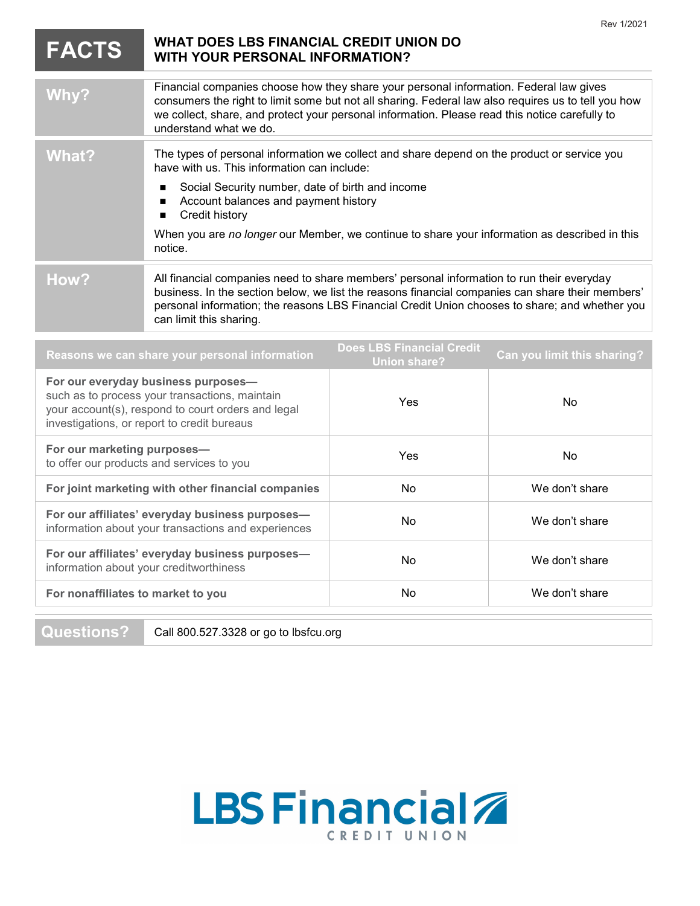Rev 1/2021

# FACTS — WHAT DOES LBS FINANCIAL CREDIT UNION DO WITH YOUR PERSONAL INFORMATION?

| | |
|---|---|
| **Why?** | Financial companies choose how they share your personal information. Federal law gives consumers the right to limit some but not all sharing. Federal law also requires us to tell you how we collect, share, and protect your personal information. Please read this notice carefully to understand what we do. |
| **What?** | The types of personal information we collect and share depend on the product or service you have with us. This information can include: <br>■ Social Security number, date of birth and income <br>■ Account balances and payment history <br>■ Credit history <br>When you are *no longer* our Member, we continue to share your information as described in this notice. |
| **How?** | All financial companies need to share members' personal information to run their everyday business. In the section below, we list the reasons financial companies can share their members' personal information; the reasons LBS Financial Credit Union chooses to share; and whether you can limit this sharing. |

| Reasons we can share your personal information | Does LBS Financial Credit Union share? | Can you limit this sharing? |
|---|---|---|
| **For our everyday business purposes**— such as to process your transactions, maintain your account(s), respond to court orders and legal investigations, or report to credit bureaus | Yes | No |
| **For our marketing purposes**— to offer our products and services to you | Yes | No |
| **For joint marketing with other financial companies** | No | We don't share |
| **For our affiliates' everyday business purposes**— information about your transactions and experiences | No | We don't share |
| **For our affiliates' everyday business purposes**— information about your creditworthiness | No | We don't share |
| **For nonaffiliates to market to you** | No | We don't share |

| | |
|---|---|
| **Questions?** | Call 800.527.3328 or go to lbsfcu.org |

LBS Financial CREDIT UNION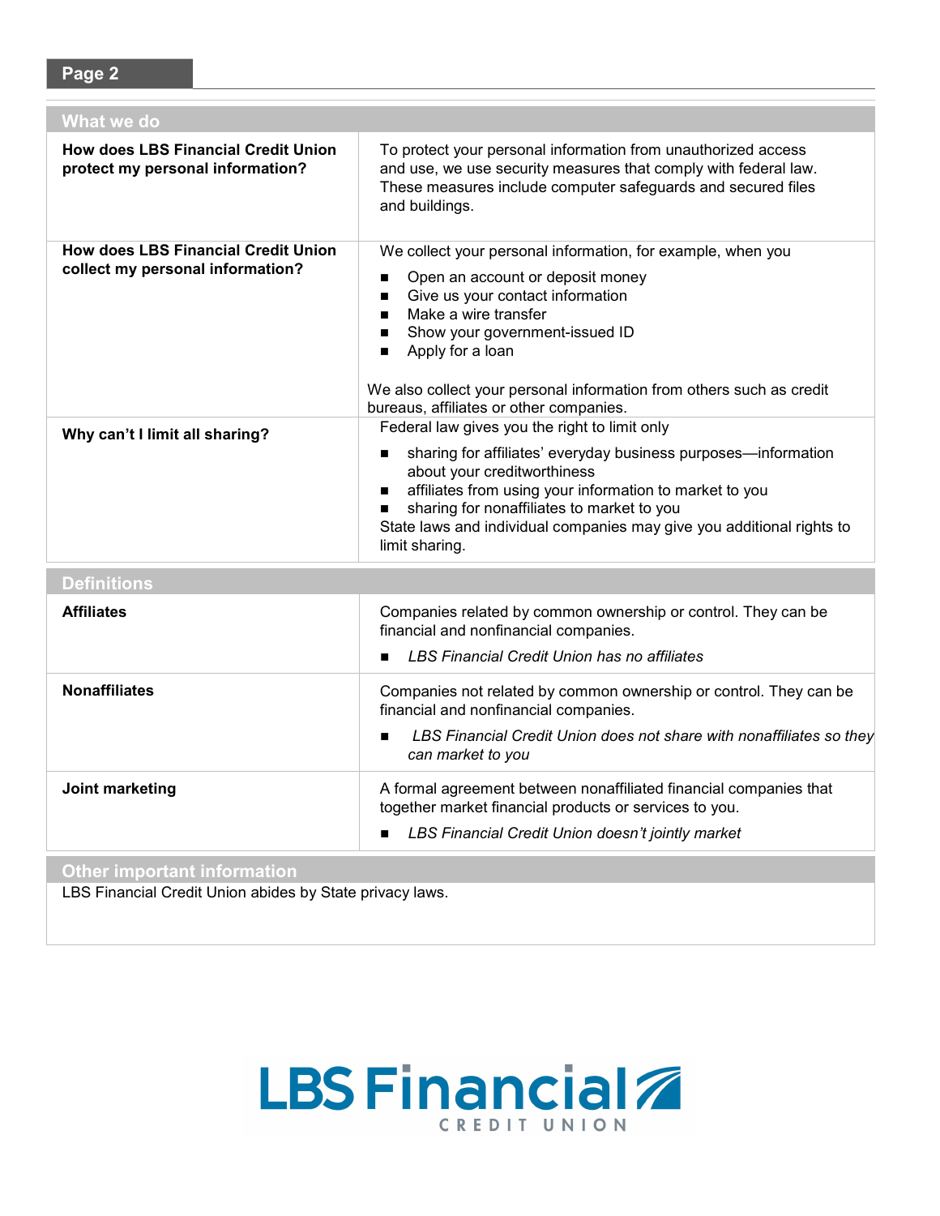| What we do | |
| --- | --- |
| **How does LBS Financial Credit Union protect my personal information?** | To protect your personal information from unauthorized access and use, we use security measures that comply with federal law. These measures include computer safeguards and secured files and buildings. |
| **How does LBS Financial Credit Union collect my personal information?** | We collect your personal information, for example, when you<br>■ Open an account or deposit money<br>■ Give us your contact information<br>■ Make a wire transfer<br>■ Show your government-issued ID<br>■ Apply for a loan<br><br>We also collect your personal information from others such as credit bureaus, affiliates or other companies. |
| **Why can't I limit all sharing?** | Federal law gives you the right to limit only<br>■ sharing for affiliates' everyday business purposes—information about your creditworthiness<br>■ affiliates from using your information to market to you<br>■ sharing for nonaffiliates to market to you<br>State laws and individual companies may give you additional rights to limit sharing. |

| Definitions | |
| --- | --- |
| **Affiliates** | Companies related by common ownership or control. They can be financial and nonfinancial companies.<br>■ *LBS Financial Credit Union has no affiliates* |
| **Nonaffiliates** | Companies not related by common ownership or control. They can be financial and nonfinancial companies.<br>■ *LBS Financial Credit Union does not share with nonaffiliates so they can market to you* |
| **Joint marketing** | A formal agreement between nonaffiliated financial companies that together market financial products or services to you.<br>■ *LBS Financial Credit Union doesn't jointly market* |

## Other important information

LBS Financial Credit Union abides by State privacy laws.

LBS Financial CREDIT UNION